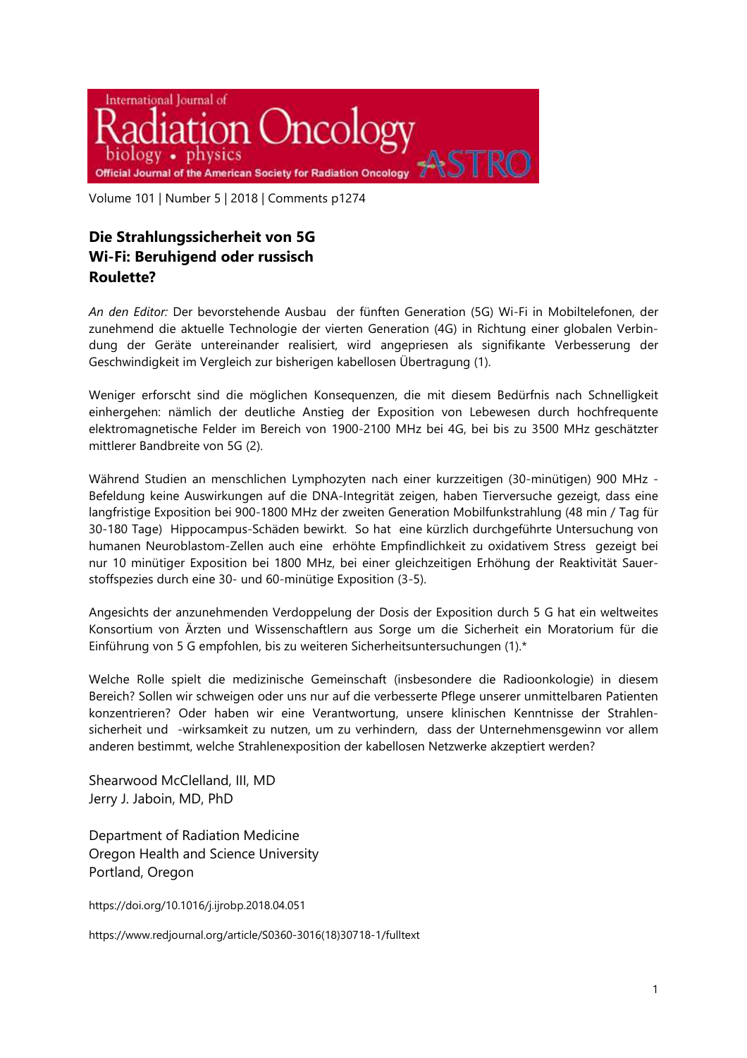International Journal of Radiation Oncology • biology • physics

Official Journal of the American Society for Radiation Oncology — ASTRO

Volume 101 | Number 5 | 2018 | Comments p1274

## Die Strahlungssicherheit von 5G Wi-Fi: Beruhigend oder russisch Roulette?

*An den Editor:* Der bevorstehende Ausbau der fünften Generation (5G) Wi-Fi in Mobiltelefonen, der zunehmend die aktuelle Technologie der vierten Generation (4G) in Richtung einer globalen Verbindung der Geräte untereinander realisiert, wird angepriesen als signifikante Verbesserung der Geschwindigkeit im Vergleich zur bisherigen kabellosen Übertragung (1).

Weniger erforscht sind die möglichen Konsequenzen, die mit diesem Bedürfnis nach Schnelligkeit einhergehen: nämlich der deutliche Anstieg der Exposition von Lebewesen durch hochfrequente elektromagnetische Felder im Bereich von 1900-2100 MHz bei 4G, bei bis zu 3500 MHz geschätzter mittlerer Bandbreite von 5G (2).

Während Studien an menschlichen Lymphozyten nach einer kurzzeitigen (30-minütigen) 900 MHz - Befeldung keine Auswirkungen auf die DNA-Integrität zeigen, haben Tierversuche gezeigt, dass eine langfristige Exposition bei 900-1800 MHz der zweiten Generation Mobilfunkstrahlung (48 min / Tag für 30-180 Tage) Hippocampus-Schäden bewirkt. So hat eine kürzlich durchgeführte Untersuchung von humanen Neuroblastom-Zellen auch eine erhöhte Empfindlichkeit zu oxidativem Stress gezeigt bei nur 10 minütiger Exposition bei 1800 MHz, bei einer gleichzeitigen Erhöhung der Reaktivität Sauerstoffspezies durch eine 30- und 60-minütige Exposition (3-5).

Angesichts der anzunehmenden Verdoppelung der Dosis der Exposition durch 5 G hat ein weltweites Konsortium von Ärzten und Wissenschaftlern aus Sorge um die Sicherheit ein Moratorium für die Einführung von 5 G empfohlen, bis zu weiteren Sicherheitsuntersuchungen (1).*

Welche Rolle spielt die medizinische Gemeinschaft (insbesondere die Radioonkologie) in diesem Bereich? Sollen wir schweigen oder uns nur auf die verbesserte Pflege unserer unmittelbaren Patienten konzentrieren? Oder haben wir eine Verantwortung, unsere klinischen Kenntnisse der Strahlensicherheit und -wirksamkeit zu nutzen, um zu verhindern, dass der Unternehmensgewinn vor allem anderen bestimmt, welche Strahlenexposition der kabellosen Netzwerke akzeptiert werden?

Shearwood McClelland, III, MD
Jerry J. Jaboin, MD, PhD

Department of Radiation Medicine
Oregon Health and Science University
Portland, Oregon

https://doi.org/10.1016/j.ijrobp.2018.04.051

https://www.redjournal.org/article/S0360-3016(18)30718-1/fulltext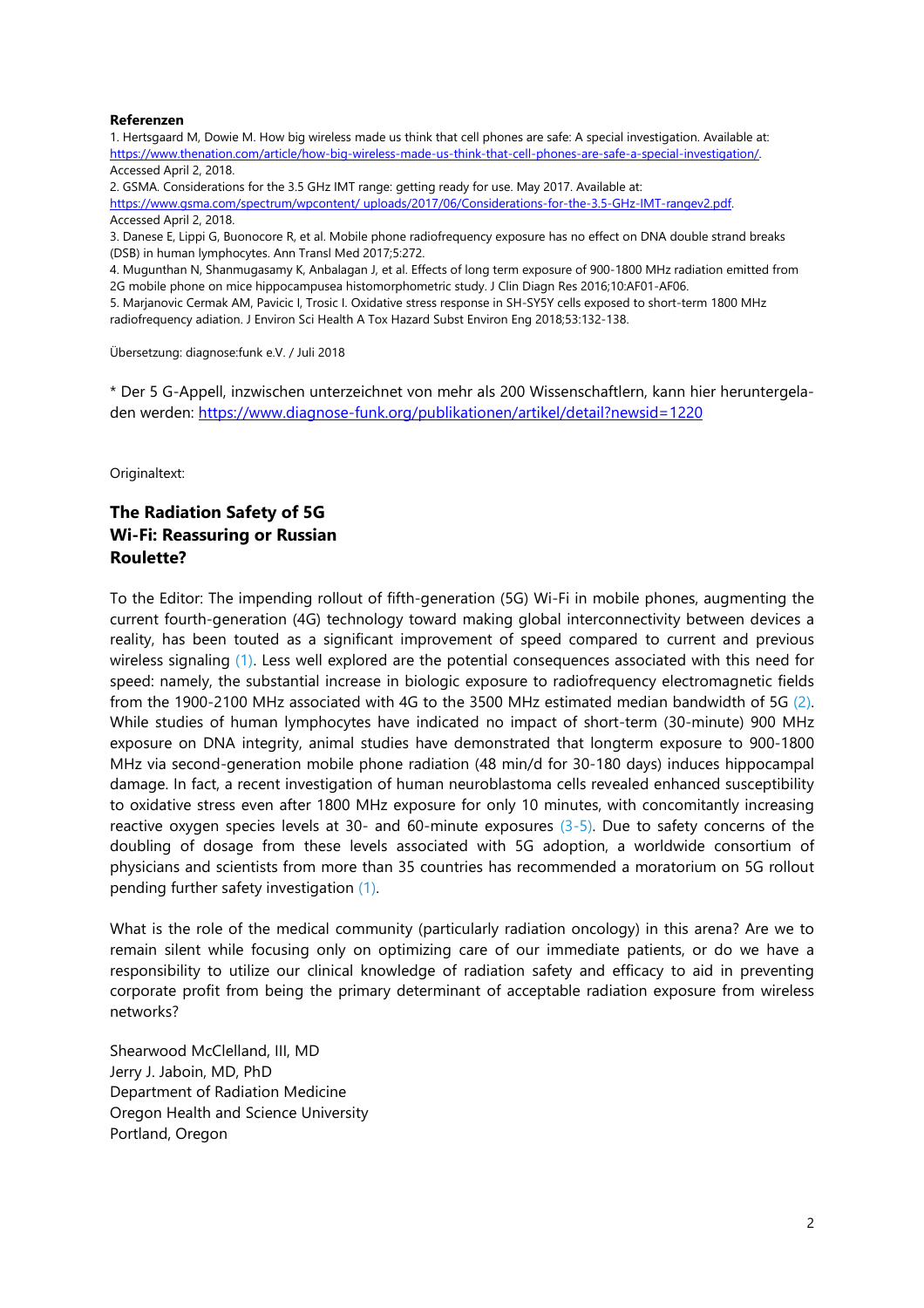**Referenzen**

1. Hertsgaard M, Dowie M. How big wireless made us think that cell phones are safe: A special investigation. Available at: https://www.thenation.com/article/how-big-wireless-made-us-think-that-cell-phones-are-safe-a-special-investigation/. Accessed April 2, 2018.
2. GSMA. Considerations for the 3.5 GHz IMT range: getting ready for use. May 2017. Available at: https://www.gsma.com/spectrum/wpcontent/ uploads/2017/06/Considerations-for-the-3.5-GHz-IMT-rangev2.pdf. Accessed April 2, 2018.
3. Danese E, Lippi G, Buonocore R, et al. Mobile phone radiofrequency exposure has no effect on DNA double strand breaks (DSB) in human lymphocytes. Ann Transl Med 2017;5:272.
4. Mugunthan N, Shanmugasamy K, Anbalagan J, et al. Effects of long term exposure of 900-1800 MHz radiation emitted from 2G mobile phone on mice hippocampusea histomorphometric study. J Clin Diagn Res 2016;10:AF01-AF06.
5. Marjanovic Cermak AM, Pavicic I, Trosic I. Oxidative stress response in SH-SY5Y cells exposed to short-term 1800 MHz radiofrequency adiation. J Environ Sci Health A Tox Hazard Subst Environ Eng 2018;53:132-138.

Übersetzung: diagnose:funk e.V. / Juli 2018

* Der 5 G-Appell, inzwischen unterzeichnet von mehr als 200 Wissenschaftlern, kann hier heruntergeladen werden: https://www.diagnose-funk.org/publikationen/artikel/detail?newsid=1220

Originaltext:

## The Radiation Safety of 5G Wi-Fi: Reassuring or Russian Roulette?

To the Editor: The impending rollout of fifth-generation (5G) Wi-Fi in mobile phones, augmenting the current fourth-generation (4G) technology toward making global interconnectivity between devices a reality, has been touted as a significant improvement of speed compared to current and previous wireless signaling (1). Less well explored are the potential consequences associated with this need for speed: namely, the substantial increase in biologic exposure to radiofrequency electromagnetic fields from the 1900-2100 MHz associated with 4G to the 3500 MHz estimated median bandwidth of 5G (2). While studies of human lymphocytes have indicated no impact of short-term (30-minute) 900 MHz exposure on DNA integrity, animal studies have demonstrated that longterm exposure to 900-1800 MHz via second-generation mobile phone radiation (48 min/d for 30-180 days) induces hippocampal damage. In fact, a recent investigation of human neuroblastoma cells revealed enhanced susceptibility to oxidative stress even after 1800 MHz exposure for only 10 minutes, with concomitantly increasing reactive oxygen species levels at 30- and 60-minute exposures (3-5). Due to safety concerns of the doubling of dosage from these levels associated with 5G adoption, a worldwide consortium of physicians and scientists from more than 35 countries has recommended a moratorium on 5G rollout pending further safety investigation (1).

What is the role of the medical community (particularly radiation oncology) in this arena? Are we to remain silent while focusing only on optimizing care of our immediate patients, or do we have a responsibility to utilize our clinical knowledge of radiation safety and efficacy to aid in preventing corporate profit from being the primary determinant of acceptable radiation exposure from wireless networks?

Shearwood McClelland, III, MD
Jerry J. Jaboin, MD, PhD
Department of Radiation Medicine
Oregon Health and Science University
Portland, Oregon